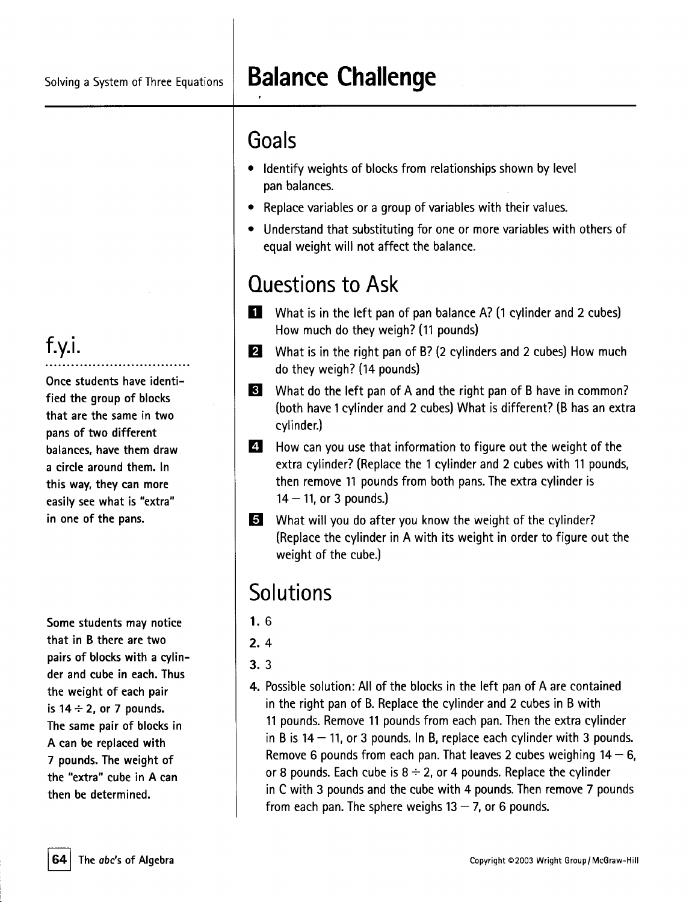Solving a System of Three Equations

# Balance Challenge

## Goals

- Identify weights of blocks from relationships shown by level pan balances.
- Replace variables or a group of variables with their values.
- Understand that substituting for one or more variables with others of equal weight will not affect the balance.

## Questions to Ask

**1** What is in the left pan of pan balance A? (1 cylinder and 2 cubes) How much do they weigh? (11 pounds)

**2** What is in the right pan of B? (2 cylinders and 2 cubes) How much do they weigh? (14 pounds)

**3** What do the left pan of A and the right pan of B have in common? (both have 1 cylinder and 2 cubes) What is different? (B has an extra cylinder.)

**4** How can you use that information to figure out the weight of the extra cylinder? (Replace the 1 cylinder and 2 cubes with 11 pounds, then remove 11 pounds from both pans. The extra cylinder is $14 - 11$, or 3 pounds.)

**5** What will you do after you know the weight of the cylinder? (Replace the cylinder in A with its weight in order to figure out the weight of the cube.)

## Solutions

1. 6
2. 4
3. 3
4. Possible solution: All of the blocks in the left pan of A are contained in the right pan of B. Replace the cylinder and 2 cubes in B with 11 pounds. Remove 11 pounds from each pan. Then the extra cylinder in B is $14 - 11$, or 3 pounds. In B, replace each cylinder with 3 pounds. Remove 6 pounds from each pan. That leaves 2 cubes weighing $14 - 6$, or 8 pounds. Each cube is $8 \div 2$, or 4 pounds. Replace the cylinder in C with 3 pounds and the cube with 4 pounds. Then remove 7 pounds from each pan. The sphere weighs $13 - 7$, or 6 pounds.

## f.y.i.

**Once students have identified the group of blocks that are the same in two pans of two different balances, have them draw a circle around them. In this way, they can more easily see what is "extra" in one of the pans.**

Some students may notice that in B there are two pairs of blocks with a cylinder and cube in each. Thus the weight of each pair is $14 \div 2$, or 7 pounds. The same pair of blocks in A can be replaced with 7 pounds. The weight of the "extra" cube in A can then be determined.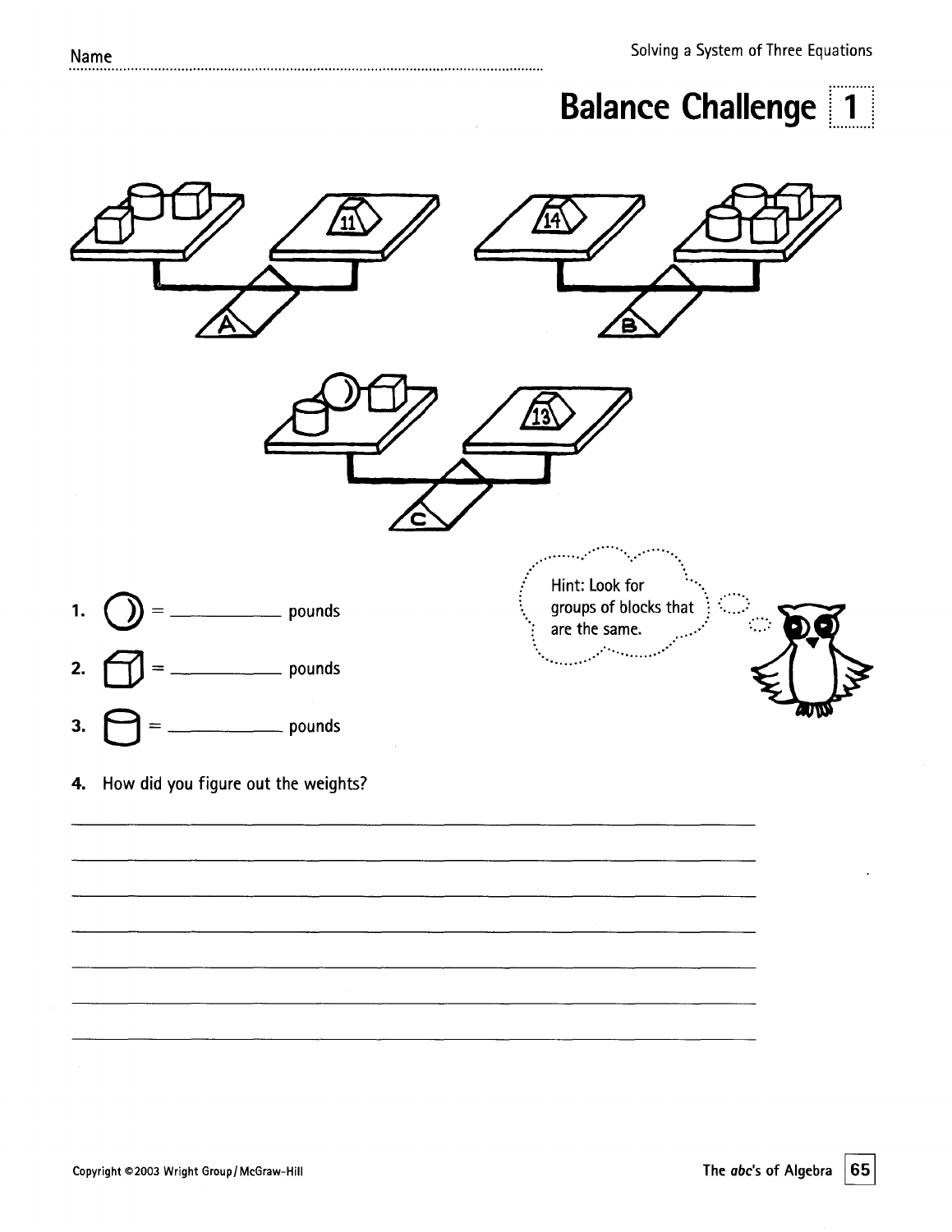Name

# Balance Challenge 1

11

14

13

A

B

C

1. ◯ = __________ pounds

2. ▢ = __________ pounds

3. ⊖ = __________ pounds

Hint: Look for groups of blocks that are the same.

4. How did you figure out the weights?

_______________________________________________

_______________________________________________

_______________________________________________

_______________________________________________

_______________________________________________

_______________________________________________

_______________________________________________

Copyright ©2003 Wright Group/McGraw-Hill